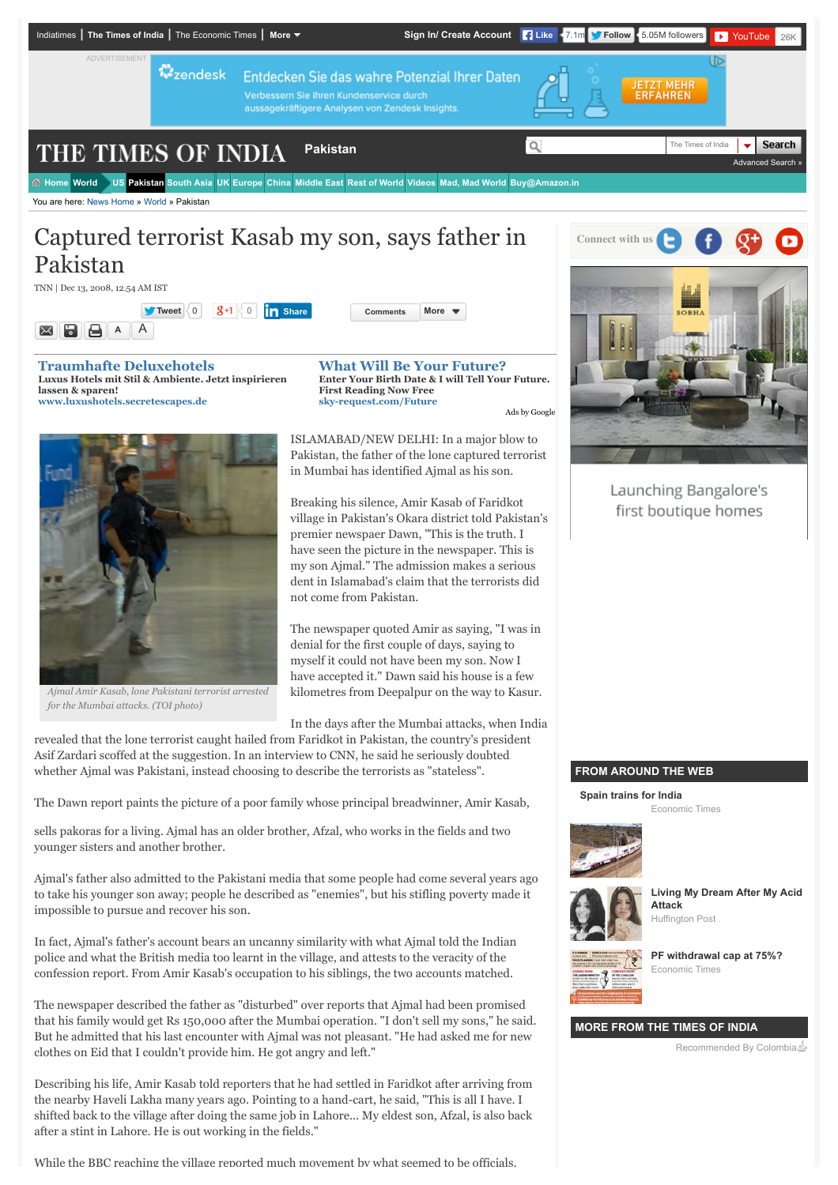# Captured terrorist Kasab my son, says father in Pakistan

TNN | Dec 13, 2008, 12.54 AM IST

Ajmal Amir Kasab, lone Pakistani terrorist arrested for the Mumbai attacks. (TOI photo)

ISLAMABAD/NEW DELHI: In a major blow to Pakistan, the father of the lone captured terrorist in Mumbai has identified Ajmal as his son.

Breaking his silence, Amir Kasab of Faridkot village in Pakistan's Okara district told Pakistan's premier newspaper Dawn, "This is the truth. I have seen the picture in the newspaper. This is my son Ajmal." The admission makes a serious dent in Islamabad's claim that the terrorists did not come from Pakistan.

The newspaper quoted Amir as saying, "I was in denial for the first couple of days, saying to myself it could not have been my son. Now I have accepted it." Dawn said his house is a few kilometres from Deepalpur on the way to Kasur.

In the days after the Mumbai attacks, when India revealed that the lone terrorist caught hailed from Faridkot in Pakistan, the country's president Asif Zardari scoffed at the suggestion. In an interview to CNN, he said he seriously doubted whether Ajmal was Pakistani, instead choosing to describe the terrorists as "stateless".

The Dawn report paints the picture of a poor family whose principal breadwinner, Amir Kasab,

sells pakoras for a living. Ajmal has an older brother, Afzal, who works in the fields and two younger sisters and another brother.

Ajmal's father also admitted to the Pakistani media that some people had come several years ago to take his younger son away; people he described as "enemies", but his stifling poverty made it impossible to pursue and recover his son.

In fact, Ajmal's father's account bears an uncanny similarity with what Ajmal told the Indian police and what the British media too learnt in the village, and attests to the veracity of the confession report. From Amir Kasab's occupation to his siblings, the two accounts matched.

The newspaper described the father as "disturbed" over reports that Ajmal had been promised that his family would get Rs 150,000 after the Mumbai operation. "I don't sell my sons," he said. But he admitted that his last encounter with Ajmal was not pleasant. "He had asked me for new clothes on Eid that I couldn't provide him. He got angry and left."

Describing his life, Amir Kasab told reporters that he had settled in Faridkot after arriving from the nearby Haveli Lakha many years ago. Pointing to a hand-cart, he said, "This is all I have. I shifted back to the village after doing the same job in Lahore... My eldest son, Afzal, is also back after a stint in Lahore. He is out working in the fields."

While the BBC reaching the village reported much movement by what seemed to be officials,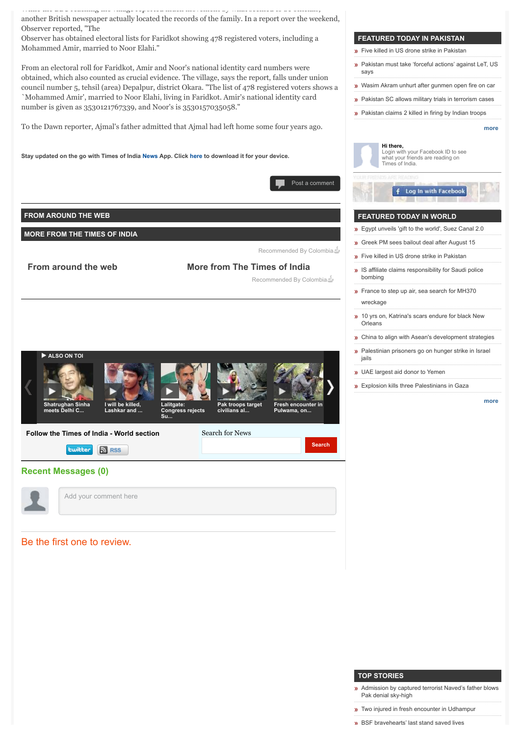another British newspaper actually located the records of the family. In a report over the weekend, Observer reported, "The Observer has obtained electoral lists for Faridkot showing 478 registered voters, including a Mohammed Amir, married to Noor Elahi."

From an electoral roll for Faridkot, Amir and Noor's national identity card numbers were obtained, which also counted as crucial evidence. The village, says the report, falls under union council number 5, tehsil (area) Depalpur, district Okara. "The list of 478 registered voters shows a `Mohammed Amir', married to Noor Elahi, living in Faridkot. Amir's national identity card number is given as 3530121767339, and Noor's is 3530157035058."

To the Dawn reporter, Ajmal's father admitted that Ajmal had left home some four years ago.

**Stay updated on the go with Times of India News App. Click here to download it for your device.**

Post a comment

## FROM AROUND THE WEB

## MORE FROM THE TIMES OF INDIA

Recommended By Colombia

### From around the web

### More from The Times of India

Recommended By Colombia

ALSO ON TOI

- Shatrughan Sinha meets Delhi C...
- I will be killed, Lashkar and ...
- Lalitgate: Congress rejects Su...
- Pak troops target civilians al...
- Fresh encounter in Pulwama, on...

**Follow the Times of India - World section**

twitter RSS

Search for News

Search

## Recent Messages (0)

Add your comment here

Be the first one to review.

## FEATURED TODAY IN PAKISTAN

- Five killed in US drone strike in Pakistan
- Pakistan must take 'forceful actions' against LeT, US says
- Wasim Akram unhurt after gunmen open fire on car
- Pakistan SC allows military trials in terrorism cases
- Pakistan claims 2 killed in firing by Indian troops

more

**Hi there,**
Login with your Facebook ID to see what your friends are reading on Times of India.

YOUR FRIENDS ARE READING

Log In with Facebook

## FEATURED TODAY IN WORLD

- Egypt unveils 'gift to the world', Suez Canal 2.0
- Greek PM sees bailout deal after August 15
- Five killed in US drone strike in Pakistan
- IS affiliate claims responsibility for Saudi police bombing
- France to step up air, sea search for MH370 wreckage
- 10 yrs on, Katrina's scars endure for black New Orleans
- China to align with Asean's development strategies
- Palestinian prisoners go on hunger strike in Israel jails
- UAE largest aid donor to Yemen
- Explosion kills three Palestinians in Gaza

more

## TOP STORIES

- Admission by captured terrorist Naved's father blows Pak denial sky-high
- Two injured in fresh encounter in Udhampur
- BSF bravehearts' last stand saved lives